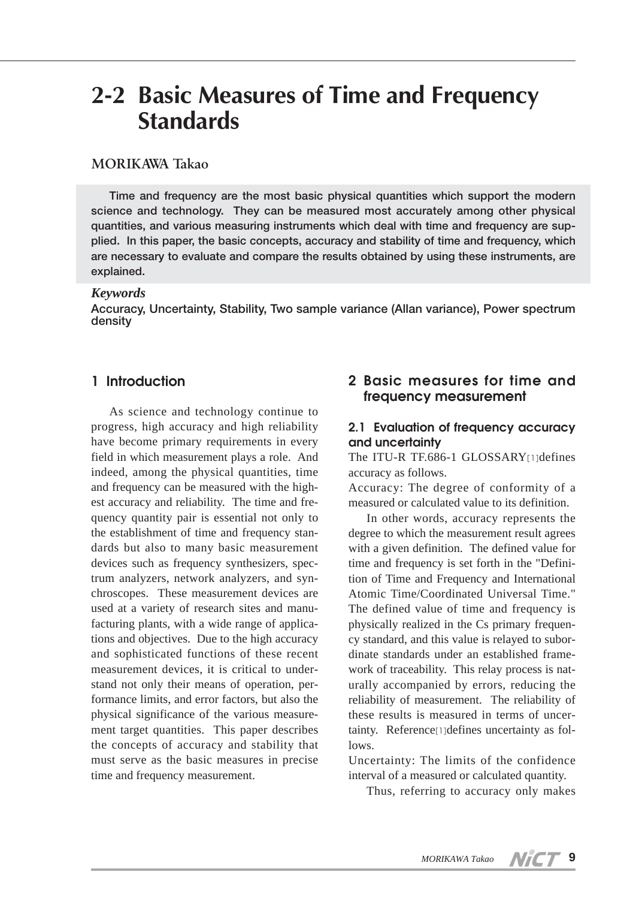# 2-2 Basic Measures of Time and Frequency Standards

**MORIKAWA Takao**

**Time and frequency are the most basic physical quantities which support the modern science and technology. They can be measured most accurately among other physical quantities, and various measuring instruments which deal with time and frequency are supplied. In this paper, the basic concepts, accuracy and stability of time and frequency, which are necessary to evaluate and compare the results obtained by using these instruments, are explained.**

***Keywords***

**Accuracy, Uncertainty, Stability, Two sample variance (Allan variance), Power spectrum density**

## 1 Introduction

As science and technology continue to progress, high accuracy and high reliability have become primary requirements in every field in which measurement plays a role. And indeed, among the physical quantities, time and frequency can be measured with the highest accuracy and reliability. The time and frequency quantity pair is essential not only to the establishment of time and frequency standards but also to many basic measurement devices such as frequency synthesizers, spectrum analyzers, network analyzers, and synchroscopes. These measurement devices are used at a variety of research sites and manufacturing plants, with a wide range of applications and objectives. Due to the high accuracy and sophisticated functions of these recent measurement devices, it is critical to understand not only their means of operation, performance limits, and error factors, but also the physical significance of the various measurement target quantities. This paper describes the concepts of accuracy and stability that must serve as the basic measures in precise time and frequency measurement.

## 2 Basic measures for time and frequency measurement

### 2.1 Evaluation of frequency accuracy and uncertainty

The ITU-R TF.686-1 GLOSSARY[1] defines accuracy as follows.

Accuracy: The degree of conformity of a measured or calculated value to its definition.

In other words, accuracy represents the degree to which the measurement result agrees with a given definition. The defined value for time and frequency is set forth in the "Definition of Time and Frequency and International Atomic Time/Coordinated Universal Time." The defined value of time and frequency is physically realized in the Cs primary frequency standard, and this value is relayed to subordinate standards under an established framework of traceability. This relay process is naturally accompanied by errors, reducing the reliability of measurement. The reliability of these results is measured in terms of uncertainty. Reference[1] defines uncertainty as follows.

Uncertainty: The limits of the confidence interval of a measured or calculated quantity.

Thus, referring to accuracy only makes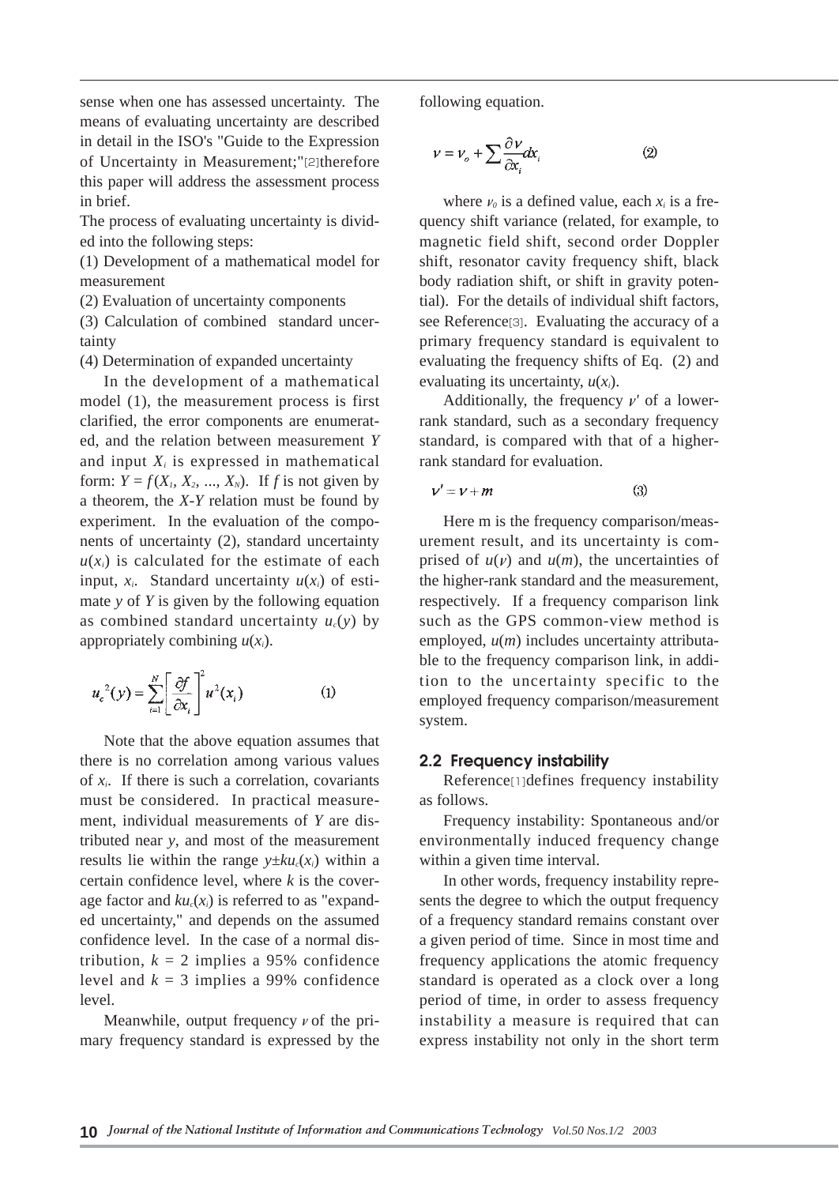sense when one has assessed uncertainty. The means of evaluating uncertainty are described in detail in the ISO's "Guide to the Expression of Uncertainty in Measurement;"[2]therefore this paper will address the assessment process in brief.

The process of evaluating uncertainty is divided into the following steps:

(1) Development of a mathematical model for measurement

(2) Evaluation of uncertainty components

(3) Calculation of combined standard uncertainty

(4) Determination of expanded uncertainty

In the development of a mathematical model (1), the measurement process is first clarified, the error components are enumerated, and the relation between measurement $Y$ and input $X_i$ is expressed in mathematical form: $Y = f(X_1, X_2, ..., X_N)$. If $f$ is not given by a theorem, the $X$-$Y$ relation must be found by experiment. In the evaluation of the components of uncertainty (2), standard uncertainty $u(x_i)$ is calculated for the estimate of each input, $x_i$. Standard uncertainty $u(x_i)$ of estimate $y$ of $Y$ is given by the following equation as combined standard uncertainty $u_c(y)$ by appropriately combining $u(x_i)$.

$$u_c^{\,2}(y) = \sum_{i=1}^{N} \left[ \frac{\partial f}{\partial x_i} \right]^2 u^2(x_i) \qquad (1)$$

Note that the above equation assumes that there is no correlation among various values of $x_i$. If there is such a correlation, covariants must be considered. In practical measurement, individual measurements of $Y$ are distributed near $y$, and most of the measurement results lie within the range $y \pm ku_c(x_i)$ within a certain confidence level, where $k$ is the coverage factor and $ku_c(x_i)$ is referred to as "expanded uncertainty," and depends on the assumed confidence level. In the case of a normal distribution, $k = 2$ implies a 95% confidence level and $k = 3$ implies a 99% confidence level.

Meanwhile, output frequency $\nu$ of the primary frequency standard is expressed by the following equation.

$$\nu = \nu_o + \sum \frac{\partial \nu}{\partial x_i} dx_i \qquad (2)$$

where $\nu_0$ is a defined value, each $x_i$ is a frequency shift variance (related, for example, to magnetic field shift, second order Doppler shift, resonator cavity frequency shift, black body radiation shift, or shift in gravity potential). For the details of individual shift factors, see Reference[3]. Evaluating the accuracy of a primary frequency standard is equivalent to evaluating the frequency shifts of Eq. (2) and evaluating its uncertainty, $u(x_i)$.

Additionally, the frequency $\nu'$ of a lower-rank standard, such as a secondary frequency standard, is compared with that of a higher-rank standard for evaluation.

$$\nu' = \nu + m \qquad (3)$$

Here m is the frequency comparison/measurement result, and its uncertainty is comprised of $u(\nu)$ and $u(m)$, the uncertainties of the higher-rank standard and the measurement, respectively. If a frequency comparison link such as the GPS common-view method is employed, $u(m)$ includes uncertainty attributable to the frequency comparison link, in addition to the uncertainty specific to the employed frequency comparison/measurement system.

### 2.2 Frequency instability

Reference[1]defines frequency instability as follows.

Frequency instability: Spontaneous and/or environmentally induced frequency change within a given time interval.

In other words, frequency instability represents the degree to which the output frequency of a frequency standard remains constant over a given period of time. Since in most time and frequency applications the atomic frequency standard is operated as a clock over a long period of time, in order to assess frequency instability a measure is required that can express instability not only in the short term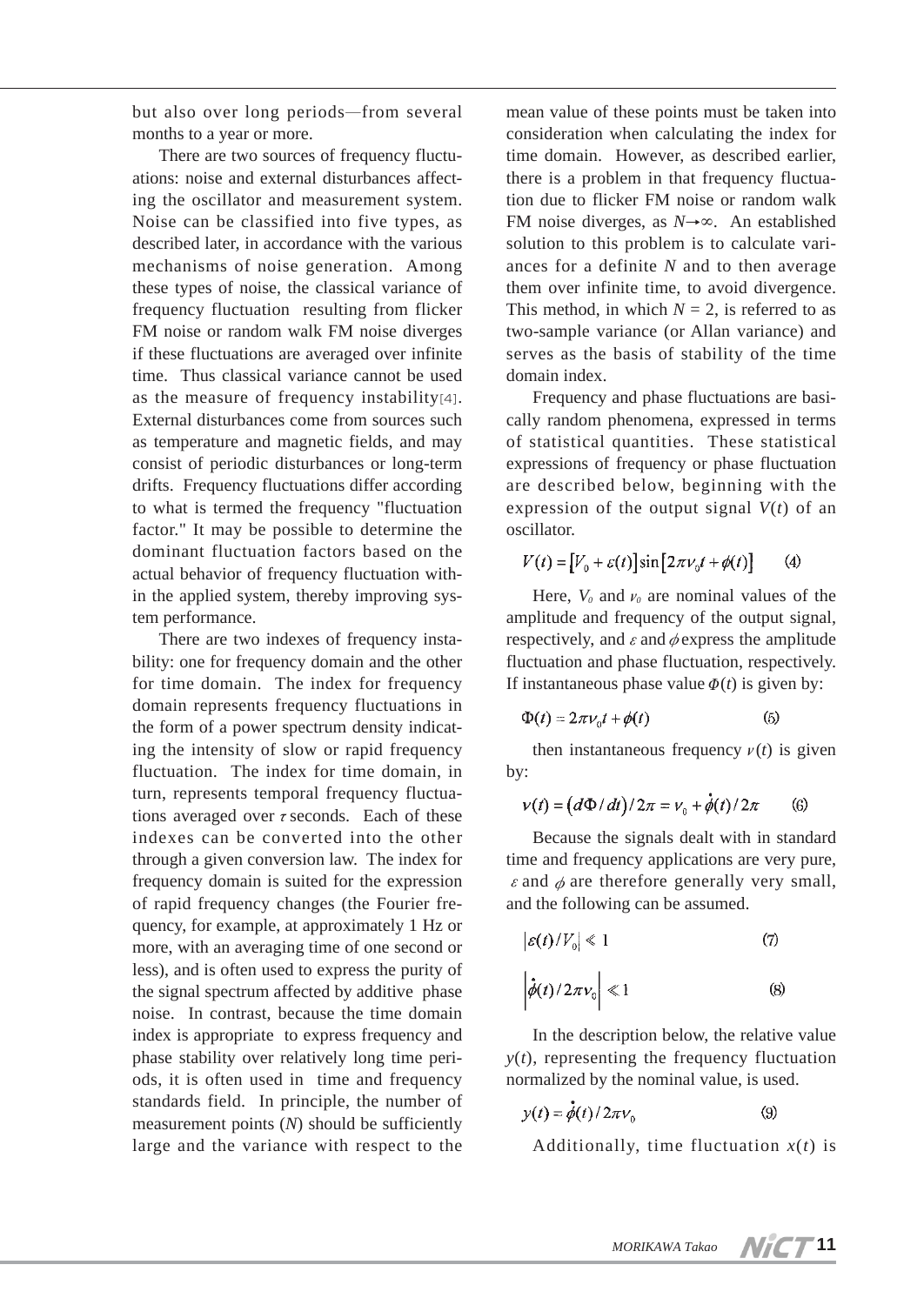but also over long periods—from several months to a year or more.

There are two sources of frequency fluctuations: noise and external disturbances affecting the oscillator and measurement system. Noise can be classified into five types, as described later, in accordance with the various mechanisms of noise generation. Among these types of noise, the classical variance of frequency fluctuation resulting from flicker FM noise or random walk FM noise diverges if these fluctuations are averaged over infinite time. Thus classical variance cannot be used as the measure of frequency instability[4]. External disturbances come from sources such as temperature and magnetic fields, and may consist of periodic disturbances or long-term drifts. Frequency fluctuations differ according to what is termed the frequency "fluctuation factor." It may be possible to determine the dominant fluctuation factors based on the actual behavior of frequency fluctuation within the applied system, thereby improving system performance.

There are two indexes of frequency instability: one for frequency domain and the other for time domain. The index for frequency domain represents frequency fluctuations in the form of a power spectrum density indicating the intensity of slow or rapid frequency fluctuation. The index for time domain, in turn, represents temporal frequency fluctuations averaged over $\tau$ seconds. Each of these indexes can be converted into the other through a given conversion law. The index for frequency domain is suited for the expression of rapid frequency changes (the Fourier frequency, for example, at approximately 1 Hz or more, with an averaging time of one second or less), and is often used to express the purity of the signal spectrum affected by additive phase noise. In contrast, because the time domain index is appropriate to express frequency and phase stability over relatively long time periods, it is often used in time and frequency standards field. In principle, the number of measurement points ($N$) should be sufficiently large and the variance with respect to the mean value of these points must be taken into consideration when calculating the index for time domain. However, as described earlier, there is a problem in that frequency fluctuation due to flicker FM noise or random walk FM noise diverges, as $N \to \infty$. An established solution to this problem is to calculate variances for a definite $N$ and to then average them over infinite time, to avoid divergence. This method, in which $N = 2$, is referred to as two-sample variance (or Allan variance) and serves as the basis of stability of the time domain index.

Frequency and phase fluctuations are basically random phenomena, expressed in terms of statistical quantities. These statistical expressions of frequency or phase fluctuation are described below, beginning with the expression of the output signal $V(t)$ of an oscillator.

$$V(t) = [V_0 + \varepsilon(t)]\sin[2\pi\nu_0 t + \phi(t)] \qquad (4)$$

Here, $V_0$ and $\nu_0$ are nominal values of the amplitude and frequency of the output signal, respectively, and $\varepsilon$ and $\phi$ express the amplitude fluctuation and phase fluctuation, respectively. If instantaneous phase value $\Phi(t)$ is given by:

$$\Phi(t) = 2\pi\nu_0 t + \phi(t) \qquad (5)$$

then instantaneous frequency $\nu(t)$ is given by:

$$\nu(t) = (d\Phi/dt)/2\pi = \nu_0 + \dot{\phi}(t)/2\pi \qquad (6)$$

Because the signals dealt with in standard time and frequency applications are very pure, $\varepsilon$ and $\phi$ are therefore generally very small, and the following can be assumed.

$$|\varepsilon(t)/V_0| \ll 1 \qquad (7)$$

$$\left|\dot{\phi}(t)/2\pi\nu_0\right| \ll 1 \qquad (8)$$

In the description below, the relative value $y(t)$, representing the frequency fluctuation normalized by the nominal value, is used.

$$y(t) = \dot{\phi}(t)/2\pi\nu_0 \qquad (9)$$

Additionally, time fluctuation $x(t)$ is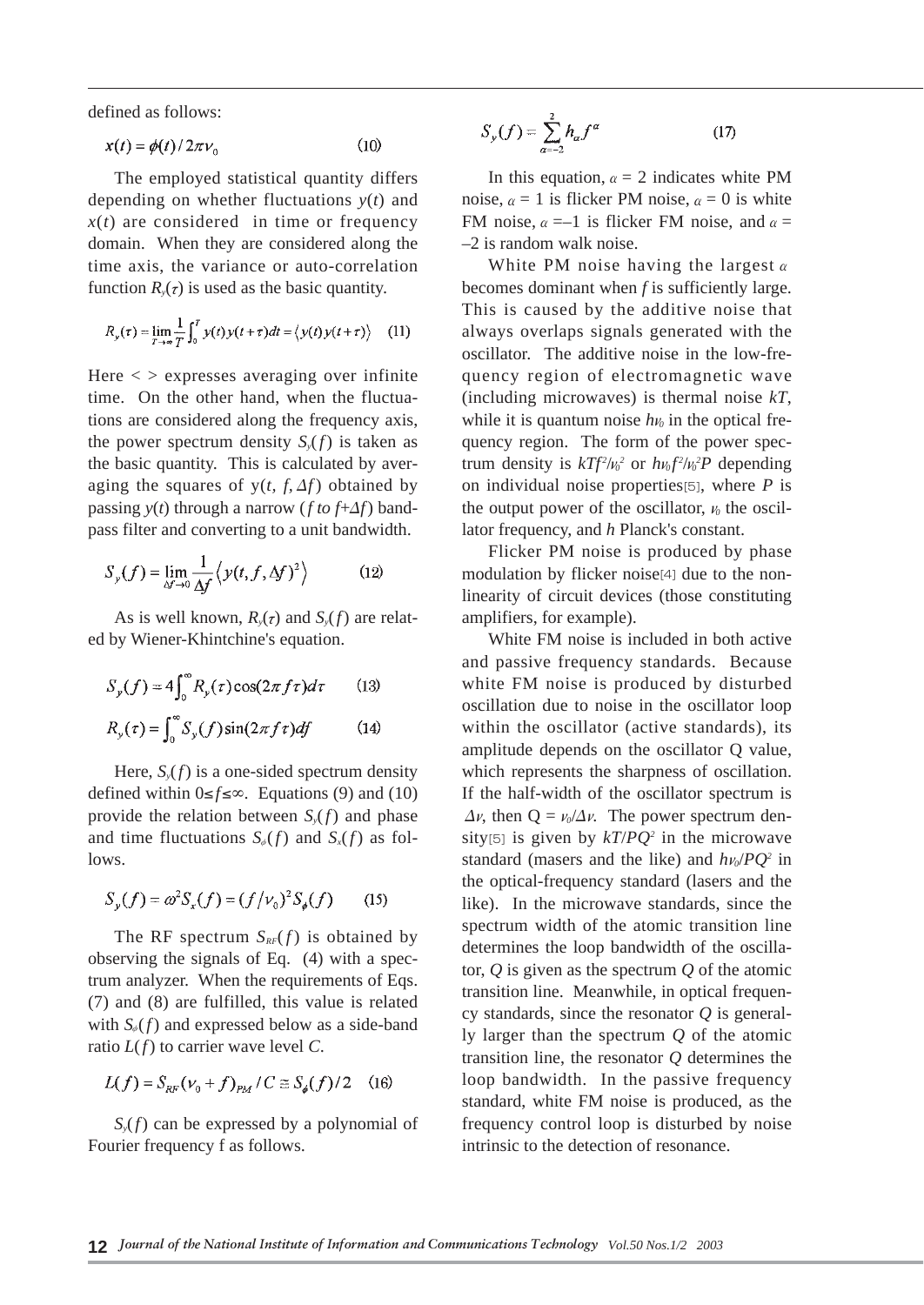defined as follows:

$$x(t) = \phi(t)/2\pi\nu_0 \qquad (10)$$

The employed statistical quantity differs depending on whether fluctuations $y(t)$ and $x(t)$ are considered in time or frequency domain. When they are considered along the time axis, the variance or auto-correlation function $R_y(\tau)$ is used as the basic quantity.

$$R_y(\tau) = \lim_{T\to\infty}\frac{1}{T}\int_0^T y(t)y(t+\tau)dt = \langle y(t)y(t+\tau)\rangle \qquad (11)$$

Here < > expresses averaging over infinite time. On the other hand, when the fluctuations are considered along the frequency axis, the power spectrum density $S_y(f)$ is taken as the basic quantity. This is calculated by averaging the squares of $y(t, f, \Delta f)$ obtained by passing $y(t)$ through a narrow ($f$ to $f+\Delta f$) bandpass filter and converting to a unit bandwidth.

$$S_y(f) = \lim_{\Delta f\to 0}\frac{1}{\Delta f}\langle y(t,f,\Delta f)^2\rangle \qquad (12)$$

As is well known, $R_y(\tau)$ and $S_y(f)$ are related by Wiener-Khintchine's equation.

$$S_y(f) = 4\int_0^\infty R_y(\tau)\cos(2\pi f\tau)d\tau \qquad (13)$$

$$R_y(\tau) = \int_0^\infty S_y(f)\sin(2\pi f\tau)df \qquad (14)$$

Here, $S_y(f)$ is a one-sided spectrum density defined within $0 \le f \le \infty$. Equations (9) and (10) provide the relation between $S_y(f)$ and phase and time fluctuations $S_\phi(f)$ and $S_x(f)$ as follows.

$$S_y(f) = \omega^2 S_x(f) = (f/\nu_0)^2 S_\phi(f) \qquad (15)$$

The RF spectrum $S_{RF}(f)$ is obtained by observing the signals of Eq. (4) with a spectrum analyzer. When the requirements of Eqs. (7) and (8) are fulfilled, this value is related with $S_\phi(f)$ and expressed below as a side-band ratio $L(f)$ to carrier wave level $C$.

$$L(f) = S_{RF}(\nu_0 + f)_{PM}/C \cong S_\phi(f)/2 \qquad (16)$$

$S_y(f)$ can be expressed by a polynomial of Fourier frequency f as follows.

$$S_y(f) = \sum_{\alpha=-2}^{2} h_\alpha f^\alpha \qquad (17)$$

In this equation, $\alpha = 2$ indicates white PM noise, $\alpha = 1$ is flicker PM noise, $\alpha = 0$ is white FM noise, $\alpha = -1$ is flicker FM noise, and $\alpha = -2$ is random walk noise.

White PM noise having the largest $\alpha$ becomes dominant when $f$ is sufficiently large. This is caused by the additive noise that always overlaps signals generated with the oscillator. The additive noise in the low-frequency region of electromagnetic wave (including microwaves) is thermal noise $kT$, while it is quantum noise $h\nu_0$ in the optical frequency region. The form of the power spectrum density is $kTf^2/\nu_0^2$ or $h\nu_0 f^2/\nu_0^2 P$ depending on individual noise properties[5], where $P$ is the output power of the oscillator, $\nu_0$ the oscillator frequency, and $h$ Planck's constant.

Flicker PM noise is produced by phase modulation by flicker noise[4] due to the nonlinearity of circuit devices (those constituting amplifiers, for example).

White FM noise is included in both active and passive frequency standards. Because white FM noise is produced by disturbed oscillation due to noise in the oscillator loop within the oscillator (active standards), its amplitude depends on the oscillator Q value, which represents the sharpness of oscillation. If the half-width of the oscillator spectrum is $\Delta\nu$, then $Q = \nu_0/\Delta\nu$. The power spectrum density[5] is given by $kT/PQ^2$ in the microwave standard (masers and the like) and $h\nu_0/PQ^2$ in the optical-frequency standard (lasers and the like). In the microwave standards, since the spectrum width of the atomic transition line determines the loop bandwidth of the oscillator, $Q$ is given as the spectrum $Q$ of the atomic transition line. Meanwhile, in optical frequency standards, since the resonator $Q$ is generally larger than the spectrum $Q$ of the atomic transition line, the resonator $Q$ determines the loop bandwidth. In the passive frequency standard, white FM noise is produced, as the frequency control loop is disturbed by noise intrinsic to the detection of resonance.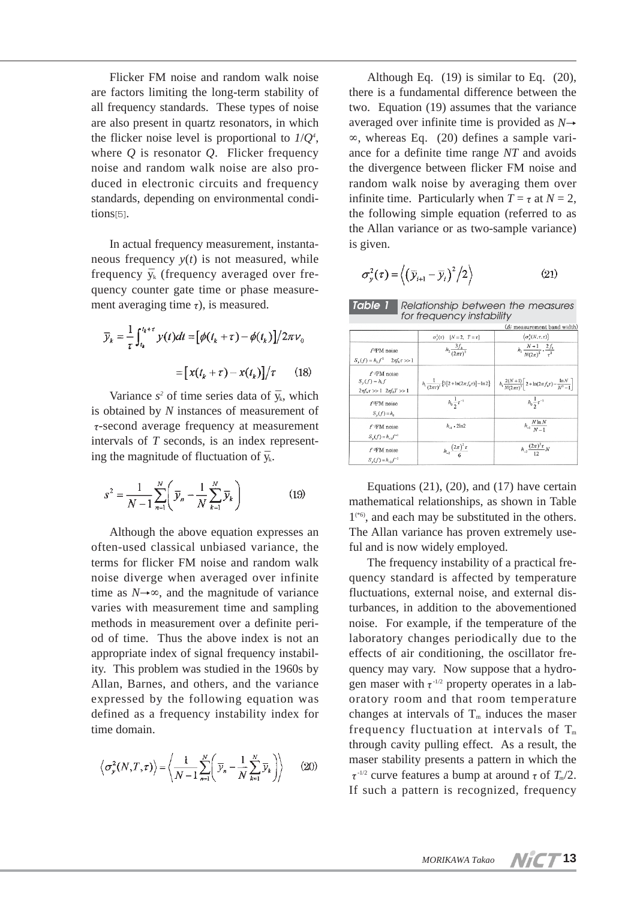Flicker FM noise and random walk noise are factors limiting the long-term stability of all frequency standards. These types of noise are also present in quartz resonators, in which the flicker noise level is proportional to $1/Q^4$, where $Q$ is resonator $Q$. Flicker frequency noise and random walk noise are also produced in electronic circuits and frequency standards, depending on environmental conditions[5].

In actual frequency measurement, instantaneous frequency $y(t)$ is not measured, while frequency $\bar{y}_k$ (frequency averaged over frequency counter gate time or phase measurement averaging time $\tau$), is measured.

$$\bar{y}_k = \frac{1}{\tau}\int_{t_k}^{t_k+\tau} y(t)dt = \left[\phi(t_k+\tau) - \phi(t_k)\right]/2\pi\nu_0$$

$$= \left[x(t_k+\tau) - x(t_k)\right]/\tau \qquad (18)$$

Variance $s^2$ of time series data of $\bar{y}_k$, which is obtained by $N$ instances of measurement of $\tau$-second average frequency at measurement intervals of $T$ seconds, is an index representing the magnitude of fluctuation of $\bar{y}_k$.

$$s^2 = \frac{1}{N-1}\sum_{n=1}^{N}\left(\bar{y}_n - \frac{1}{N}\sum_{k=1}^{N}\bar{y}_k\right) \qquad (19)$$

Although the above equation expresses an often-used classical unbiased variance, the terms for flicker FM noise and random walk noise diverge when averaged over infinite time as $N\to\infty$, and the magnitude of variance varies with measurement time and sampling methods in measurement over a definite period of time. Thus the above index is not an appropriate index of signal frequency instability. This problem was studied in the 1960s by Allan, Barnes, and others, and the variance expressed by the following equation was defined as a frequency instability index for time domain.

$$\left\langle \sigma_y^2(N,T,\tau)\right\rangle = \left\langle \frac{1}{N-1}\sum_{n=1}^{N}\left(\bar{y}_n - \frac{1}{N}\sum_{k=1}^{N}\bar{y}_k\right)\right\rangle \qquad (20)$$

Although Eq. (19) is similar to Eq. (20), there is a fundamental difference between the two. Equation (19) assumes that the variance averaged over infinite time is provided as $N\to\infty$, whereas Eq. (20) defines a sample variance for a definite time range $NT$ and avoids the divergence between flicker FM noise and random walk noise by averaging them over infinite time. Particularly when $T = \tau$ at $N = 2$, the following simple equation (referred to as the Allan variance or as two-sample variance) is given.

$$\sigma_y^2(\tau) = \left\langle \left(\bar{y}_{i+1} - \bar{y}_i\right)^2/2\right\rangle \qquad (21)$$

**Table 1** *Relationship between the measures for frequency instability*

($f_h$: measurement band width)

| | $\sigma_y^2(\tau)\quad [N=2,\ T=\tau]$ | $\left\langle\sigma_y^2(N,\tau,\tau)\right\rangle$ |
|---|---|---|
| $f^2$PM noise $S_y(f)=h_2 f^2\quad 2\pi f_h\tau \gg 1$ | $h_2\dfrac{3f_h}{(2\pi\tau)^2}$ | $h_2\dfrac{N+1}{N(2\pi)^2}\cdot\dfrac{2f_h}{\tau^2}$ |
| $f^1$PM noise $S_y(f)=h_1 f\quad 2\pi f_h\tau \gg 1\quad 2\pi f_h T \gg 1$ | $h_1\dfrac{1}{(2\pi\tau)^2}\left\{3\left[2+\ln(2\pi f_h\tau)\right]-\ln 2\right\}$ | $h_1\dfrac{2(N+1)}{N(2\pi\tau)^2}\left[2+\ln(2\pi f_h\tau)-\dfrac{\ln N}{N^2-1}\right]$ |
| $f^0$FM noise $S_y(f)=h_0$ | $h_0\dfrac{1}{2}\tau^{-1}$ | $h_0\dfrac{1}{2}\tau^{-1}$ |
| $f^{-1}$FM noise $S_y(f)=h_{-1}f^{-1}$ | $h_{-1}\cdot 2\ln 2$ | $h_{-1}\dfrac{N\ln N}{N-1}$ |
| $f^{-2}$FM noise $S_y(f)=h_{-2}f^{-2}$ | $h_{-2}\dfrac{(2\pi)^2\tau}{6}$ | $h_{-2}\dfrac{(2\pi)^2\tau}{12}N$ |

Equations (21), (20), and (17) have certain mathematical relationships, as shown in Table 1[(*6)], and each may be substituted in the others. The Allan variance has proven extremely useful and is now widely employed.

The frequency instability of a practical frequency standard is affected by temperature fluctuations, external noise, and external disturbances, in addition to the abovementioned noise. For example, if the temperature of the laboratory changes periodically due to the effects of air conditioning, the oscillator frequency may vary. Now suppose that a hydrogen maser with $\tau^{-1/2}$ property operates in a laboratory room and that room temperature changes at intervals of $T_m$ induces the maser frequency fluctuation at intervals of $T_m$ through cavity pulling effect. As a result, the maser stability presents a pattern in which the $\tau^{-1/2}$ curve features a bump at around $\tau$ of $T_m/2$. If such a pattern is recognized, frequency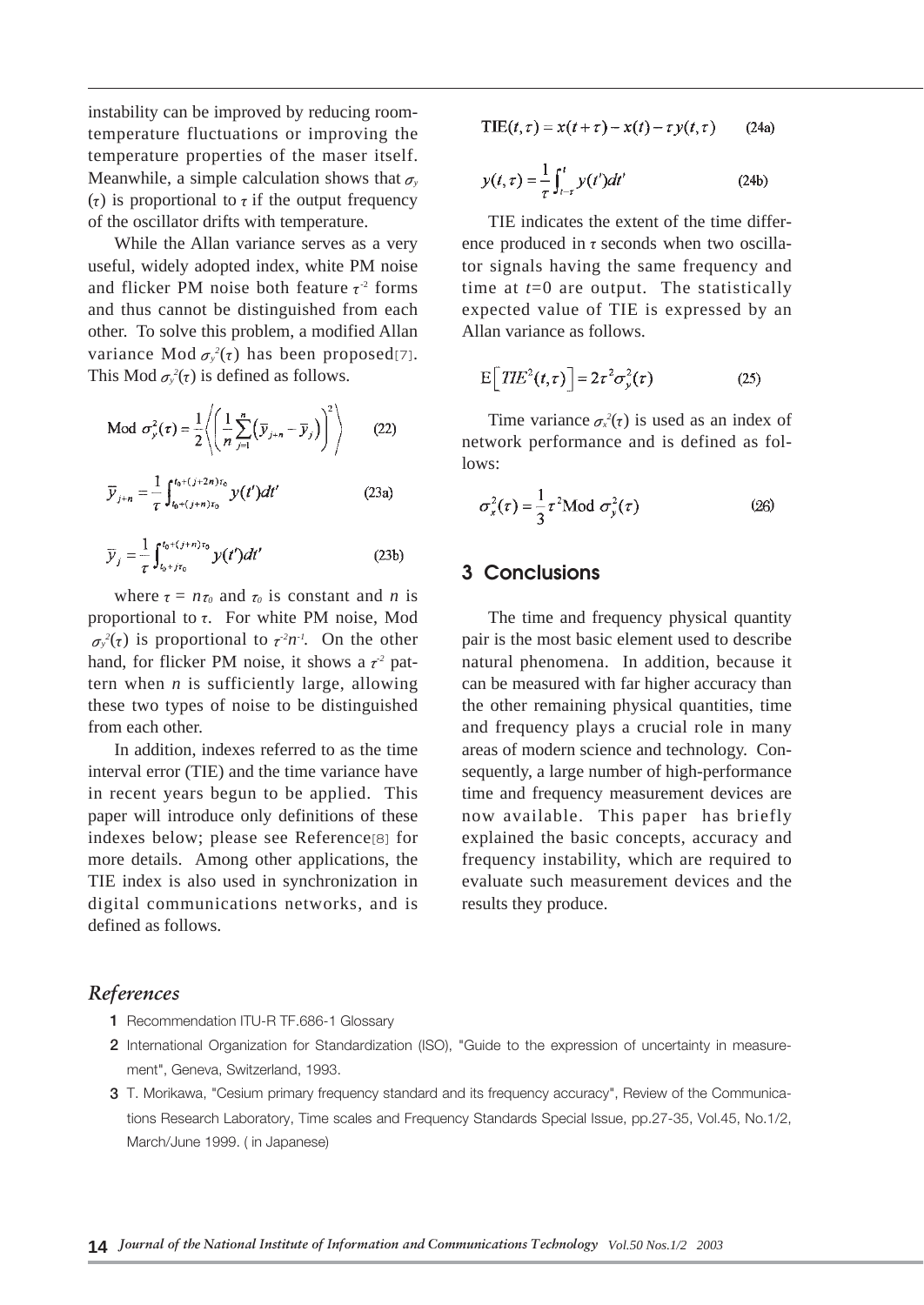instability can be improved by reducing room-temperature fluctuations or improving the temperature properties of the maser itself. Meanwhile, a simple calculation shows that $\sigma_y(\tau)$ is proportional to $\tau$ if the output frequency of the oscillator drifts with temperature.

While the Allan variance serves as a very useful, widely adopted index, white PM noise and flicker PM noise both feature $\tau^{-2}$ forms and thus cannot be distinguished from each other. To solve this problem, a modified Allan variance Mod $\sigma_y^2(\tau)$ has been proposed[7]. This Mod $\sigma_y^2(\tau)$ is defined as follows.

$$\text{Mod } \sigma_y^2(\tau) = \frac{1}{2}\left\langle \left( \frac{1}{n}\sum_{j=1}^{n}\left(\bar{y}_{j+n} - \bar{y}_j\right)\right)^2 \right\rangle \qquad (22)$$

$$\bar{y}_{j+n} = \frac{1}{\tau}\int_{t_0+(j+n)\tau_0}^{t_0+(j+2n)\tau_0} y(t')dt' \qquad (23a)$$

$$\bar{y}_j = \frac{1}{\tau}\int_{t_0+j\tau_0}^{t_0+(j+n)\tau_0} y(t')dt' \qquad (23b)$$

where $\tau = n\tau_0$ and $\tau_0$ is constant and $n$ is proportional to $\tau$. For white PM noise, Mod $\sigma_y^2(\tau)$ is proportional to $\tau^{-2}n^{-1}$. On the other hand, for flicker PM noise, it shows a $\tau^{-2}$ pattern when $n$ is sufficiently large, allowing these two types of noise to be distinguished from each other.

In addition, indexes referred to as the time interval error (TIE) and the time variance have in recent years begun to be applied. This paper will introduce only definitions of these indexes below; please see Reference[8] for more details. Among other applications, the TIE index is also used in synchronization in digital communications networks, and is defined as follows.

$$\text{TIE}(t,\tau) = x(t+\tau) - x(t) - \tau y(t,\tau) \qquad (24a)$$

$$y(t,\tau) = \frac{1}{\tau}\int_{t-\tau}^{t} y(t')dt' \qquad (24b)$$

TIE indicates the extent of the time difference produced in $\tau$ seconds when two oscillator signals having the same frequency and time at $t$=0 are output. The statistically expected value of TIE is expressed by an Allan variance as follows.

$$\text{E}\left[TIE^2(t,\tau)\right] = 2\tau^2\sigma_y^2(\tau) \qquad (25)$$

Time variance $\sigma_x^2(\tau)$ is used as an index of network performance and is defined as follows:

$$\sigma_x^2(\tau) = \frac{1}{3}\tau^2 \text{Mod } \sigma_y^2(\tau) \qquad (26)$$

## 3 Conclusions

The time and frequency physical quantity pair is the most basic element used to describe natural phenomena. In addition, because it can be measured with far higher accuracy than the other remaining physical quantities, time and frequency plays a crucial role in many areas of modern science and technology. Consequently, a large number of high-performance time and frequency measurement devices are now available. This paper has briefly explained the basic concepts, accuracy and frequency instability, which are required to evaluate such measurement devices and the results they produce.

## References

1 Recommendation ITU-R TF.686-1 Glossary

2 International Organization for Standardization (ISO), "Guide to the expression of uncertainty in measurement", Geneva, Switzerland, 1993.

3 T. Morikawa, "Cesium primary frequency standard and its frequency accuracy", Review of the Communications Research Laboratory, Time scales and Frequency Standards Special Issue, pp.27-35, Vol.45, No.1/2, March/June 1999. ( in Japanese)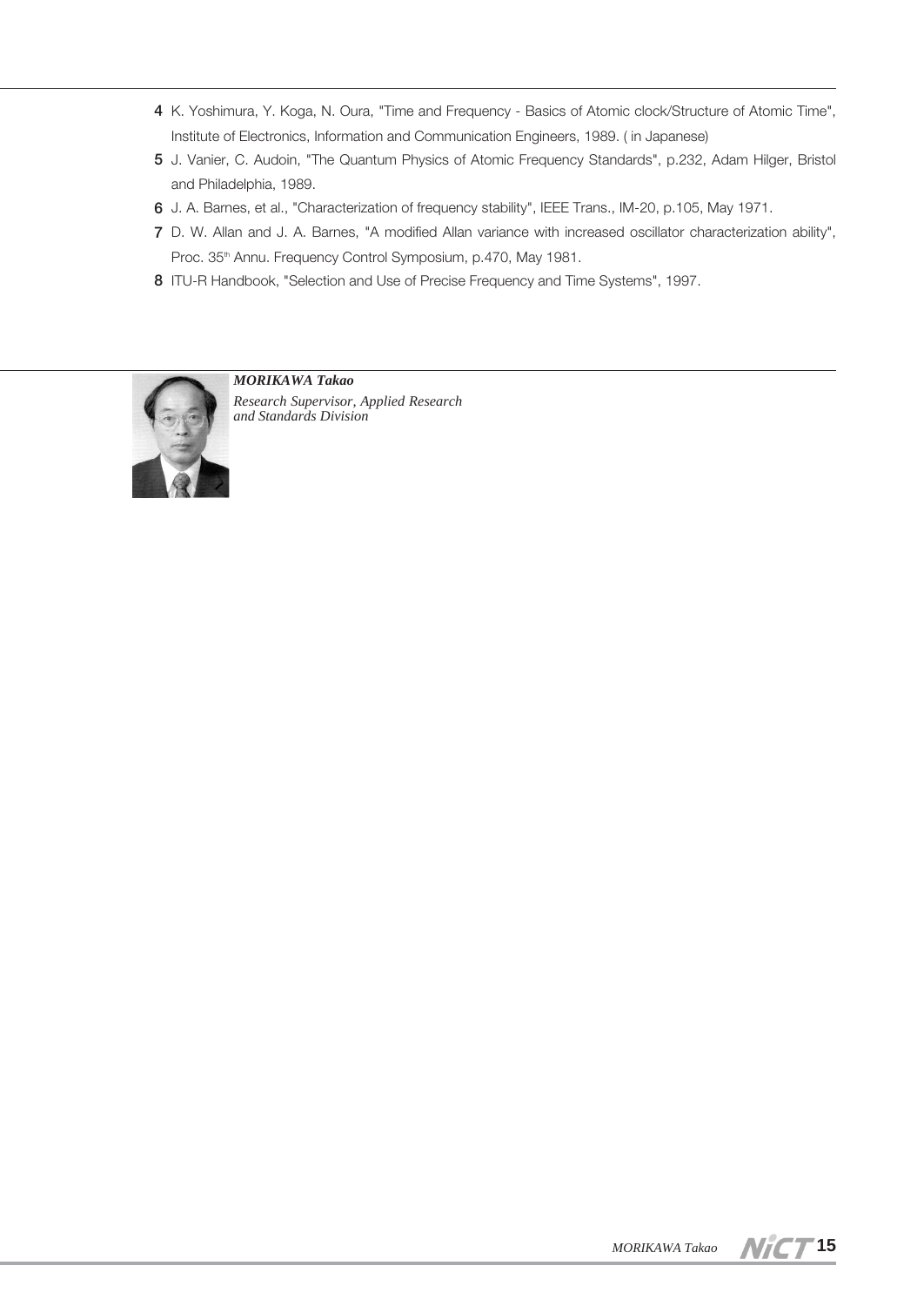4 K. Yoshimura, Y. Koga, N. Oura, "Time and Frequency - Basics of Atomic clock/Structure of Atomic Time", Institute of Electronics, Information and Communication Engineers, 1989. ( in Japanese)

5 J. Vanier, C. Audoin, "The Quantum Physics of Atomic Frequency Standards", p.232, Adam Hilger, Bristol and Philadelphia, 1989.

6 J. A. Barnes, et al., "Characterization of frequency stability", IEEE Trans., IM-20, p.105, May 1971.

7 D. W. Allan and J. A. Barnes, "A modified Allan variance with increased oscillator characterization ability", Proc. 35th Annu. Frequency Control Symposium, p.470, May 1981.

8 ITU-R Handbook, "Selection and Use of Precise Frequency and Time Systems", 1997.

***MORIKAWA Takao***

*Research Supervisor, Applied Research and Standards Division*